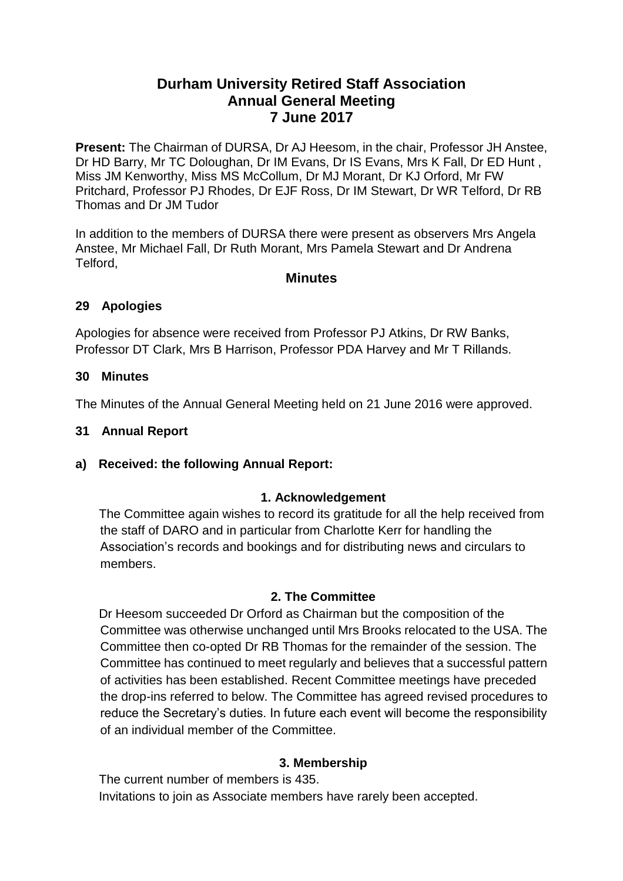# Durham University Retired Staff Association
## Annual General Meeting
## 7 June 2017

**Present:** The Chairman of DURSA, Dr AJ Heesom, in the chair, Professor JH Anstee, Dr HD Barry, Mr TC Doloughan, Dr IM Evans, Dr IS Evans, Mrs K Fall, Dr ED Hunt , Miss JM Kenworthy, Miss MS McCollum, Dr MJ Morant, Dr KJ Orford, Mr FW Pritchard, Professor PJ Rhodes, Dr EJF Ross, Dr IM Stewart, Dr WR Telford, Dr RB Thomas and Dr JM Tudor

In addition to the members of DURSA there were present as observers Mrs Angela Anstee, Mr Michael Fall, Dr Ruth Morant, Mrs Pamela Stewart and Dr Andrena Telford,

### Minutes

### 29 Apologies

Apologies for absence were received from Professor PJ Atkins, Dr RW Banks, Professor DT Clark, Mrs B Harrison, Professor PDA Harvey and Mr T Rillands.

### 30 Minutes

The Minutes of the Annual General Meeting held on 21 June 2016 were approved.

### 31 Annual Report

**a) Received: the following Annual Report:**

**1. Acknowledgement**

The Committee again wishes to record its gratitude for all the help received from the staff of DARO and in particular from Charlotte Kerr for handling the Association's records and bookings and for distributing news and circulars to members.

**2. The Committee**

Dr Heesom succeeded Dr Orford as Chairman but the composition of the Committee was otherwise unchanged until Mrs Brooks relocated to the USA. The Committee then co-opted Dr RB Thomas for the remainder of the session. The Committee has continued to meet regularly and believes that a successful pattern of activities has been established. Recent Committee meetings have preceded the drop-ins referred to below. The Committee has agreed revised procedures to reduce the Secretary's duties. In future each event will become the responsibility of an individual member of the Committee.

**3. Membership**

The current number of members is 435.

Invitations to join as Associate members have rarely been accepted.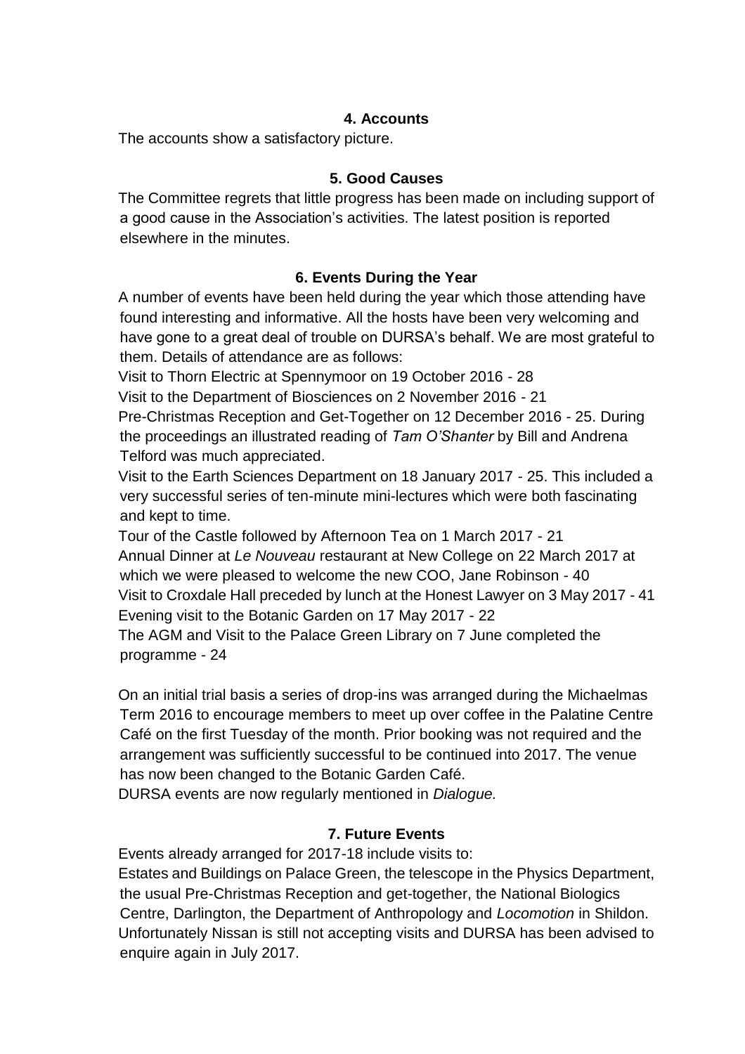## 4. Accounts

The accounts show a satisfactory picture.

## 5. Good Causes

The Committee regrets that little progress has been made on including support of a good cause in the Association's activities. The latest position is reported elsewhere in the minutes.

## 6. Events During the Year

A number of events have been held during the year which those attending have found interesting and informative. All the hosts have been very welcoming and have gone to a great deal of trouble on DURSA's behalf. We are most grateful to them. Details of attendance are as follows:

Visit to Thorn Electric at Spennymoor on 19 October 2016 - 28

Visit to the Department of Biosciences on 2 November 2016 - 21

Pre-Christmas Reception and Get-Together on 12 December 2016 - 25. During the proceedings an illustrated reading of *Tam O'Shanter* by Bill and Andrena Telford was much appreciated.

Visit to the Earth Sciences Department on 18 January 2017 - 25. This included a very successful series of ten-minute mini-lectures which were both fascinating and kept to time.

Tour of the Castle followed by Afternoon Tea on 1 March 2017 - 21

Annual Dinner at *Le Nouveau* restaurant at New College on 22 March 2017 at which we were pleased to welcome the new COO, Jane Robinson - 40

Visit to Croxdale Hall preceded by lunch at the Honest Lawyer on 3 May 2017 - 41

Evening visit to the Botanic Garden on 17 May 2017 - 22

The AGM and Visit to the Palace Green Library on 7 June completed the programme - 24

On an initial trial basis a series of drop-ins was arranged during the Michaelmas Term 2016 to encourage members to meet up over coffee in the Palatine Centre Café on the first Tuesday of the month. Prior booking was not required and the arrangement was sufficiently successful to be continued into 2017. The venue has now been changed to the Botanic Garden Café.

DURSA events are now regularly mentioned in *Dialogue.*

## 7. Future Events

Events already arranged for 2017-18 include visits to:

Estates and Buildings on Palace Green, the telescope in the Physics Department, the usual Pre-Christmas Reception and get-together, the National Biologics Centre, Darlington, the Department of Anthropology and *Locomotion* in Shildon. Unfortunately Nissan is still not accepting visits and DURSA has been advised to enquire again in July 2017.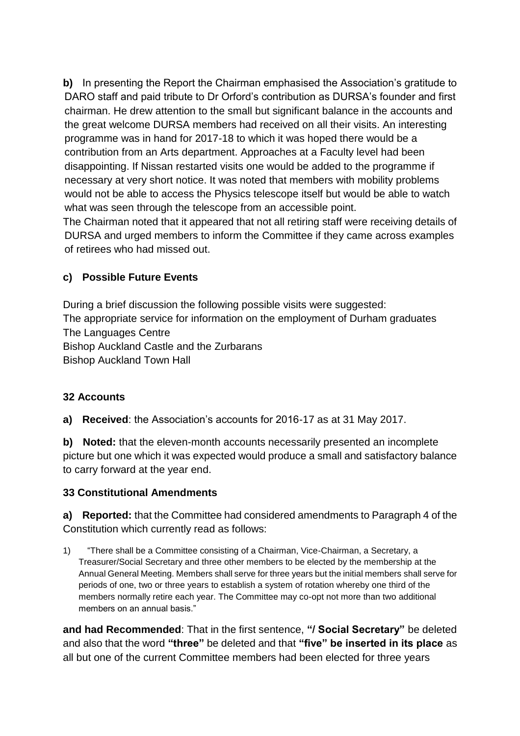**b)** In presenting the Report the Chairman emphasised the Association's gratitude to DARO staff and paid tribute to Dr Orford's contribution as DURSA's founder and first chairman. He drew attention to the small but significant balance in the accounts and the great welcome DURSA members had received on all their visits. An interesting programme was in hand for 2017-18 to which it was hoped there would be a contribution from an Arts department. Approaches at a Faculty level had been disappointing. If Nissan restarted visits one would be added to the programme if necessary at very short notice. It was noted that members with mobility problems would not be able to access the Physics telescope itself but would be able to watch what was seen through the telescope from an accessible point.

The Chairman noted that it appeared that not all retiring staff were receiving details of DURSA and urged members to inform the Committee if they came across examples of retirees who had missed out.

**c) Possible Future Events**

During a brief discussion the following possible visits were suggested:
The appropriate service for information on the employment of Durham graduates
The Languages Centre
Bishop Auckland Castle and the Zurbarans
Bishop Auckland Town Hall

**32 Accounts**

**a) Received**: the Association's accounts for 2016-17 as at 31 May 2017.

**b) Noted:** that the eleven-month accounts necessarily presented an incomplete picture but one which it was expected would produce a small and satisfactory balance to carry forward at the year end.

**33 Constitutional Amendments**

**a) Reported:** that the Committee had considered amendments to Paragraph 4 of the Constitution which currently read as follows:

1) "There shall be a Committee consisting of a Chairman, Vice-Chairman, a Secretary, a Treasurer/Social Secretary and three other members to be elected by the membership at the Annual General Meeting. Members shall serve for three years but the initial members shall serve for periods of one, two or three years to establish a system of rotation whereby one third of the members normally retire each year. The Committee may co-opt not more than two additional members on an annual basis."

**and had Recommended**: That in the first sentence, **"/ Social Secretary"** be deleted and also that the word **"three"** be deleted and that **"five" be inserted in its place** as all but one of the current Committee members had been elected for three years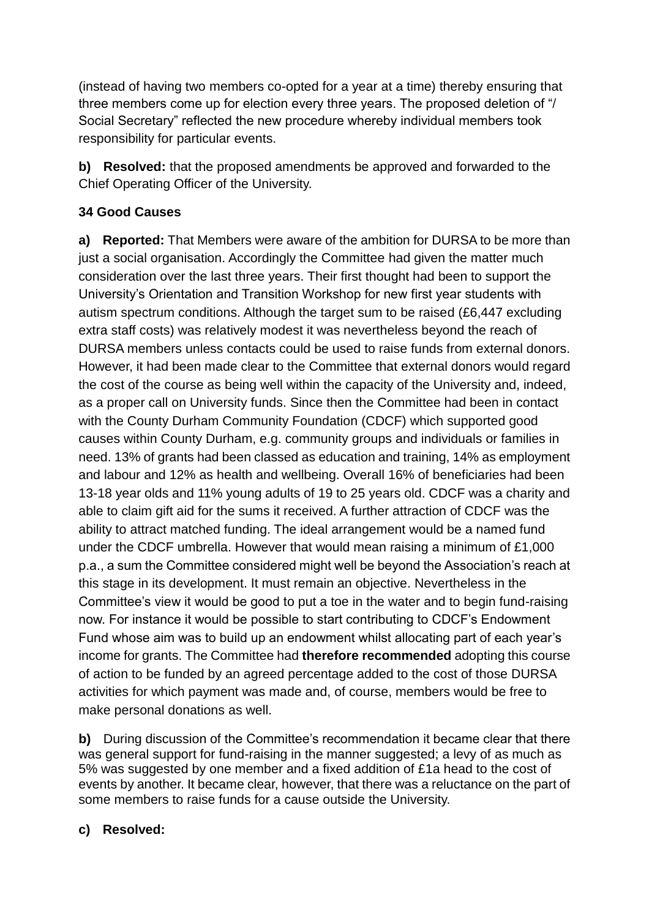(instead of having two members co-opted for a year at a time) thereby ensuring that three members come up for election every three years. The proposed deletion of "/ Social Secretary" reflected the new procedure whereby individual members took responsibility for particular events.

**b) Resolved:** that the proposed amendments be approved and forwarded to the Chief Operating Officer of the University.

**34 Good Causes**

**a) Reported:** That Members were aware of the ambition for DURSA to be more than just a social organisation. Accordingly the Committee had given the matter much consideration over the last three years. Their first thought had been to support the University's Orientation and Transition Workshop for new first year students with autism spectrum conditions. Although the target sum to be raised (£6,447 excluding extra staff costs) was relatively modest it was nevertheless beyond the reach of DURSA members unless contacts could be used to raise funds from external donors. However, it had been made clear to the Committee that external donors would regard the cost of the course as being well within the capacity of the University and, indeed, as a proper call on University funds. Since then the Committee had been in contact with the County Durham Community Foundation (CDCF) which supported good causes within County Durham, e.g. community groups and individuals or families in need. 13% of grants had been classed as education and training, 14% as employment and labour and 12% as health and wellbeing. Overall 16% of beneficiaries had been 13-18 year olds and 11% young adults of 19 to 25 years old. CDCF was a charity and able to claim gift aid for the sums it received. A further attraction of CDCF was the ability to attract matched funding. The ideal arrangement would be a named fund under the CDCF umbrella. However that would mean raising a minimum of £1,000 p.a., a sum the Committee considered might well be beyond the Association's reach at this stage in its development. It must remain an objective. Nevertheless in the Committee's view it would be good to put a toe in the water and to begin fund-raising now. For instance it would be possible to start contributing to CDCF's Endowment Fund whose aim was to build up an endowment whilst allocating part of each year's income for grants. The Committee had **therefore recommended** adopting this course of action to be funded by an agreed percentage added to the cost of those DURSA activities for which payment was made and, of course, members would be free to make personal donations as well.

**b)** During discussion of the Committee's recommendation it became clear that there was general support for fund-raising in the manner suggested; a levy of as much as 5% was suggested by one member and a fixed addition of £1a head to the cost of events by another. It became clear, however, that there was a reluctance on the part of some members to raise funds for a cause outside the University.

**c) Resolved:**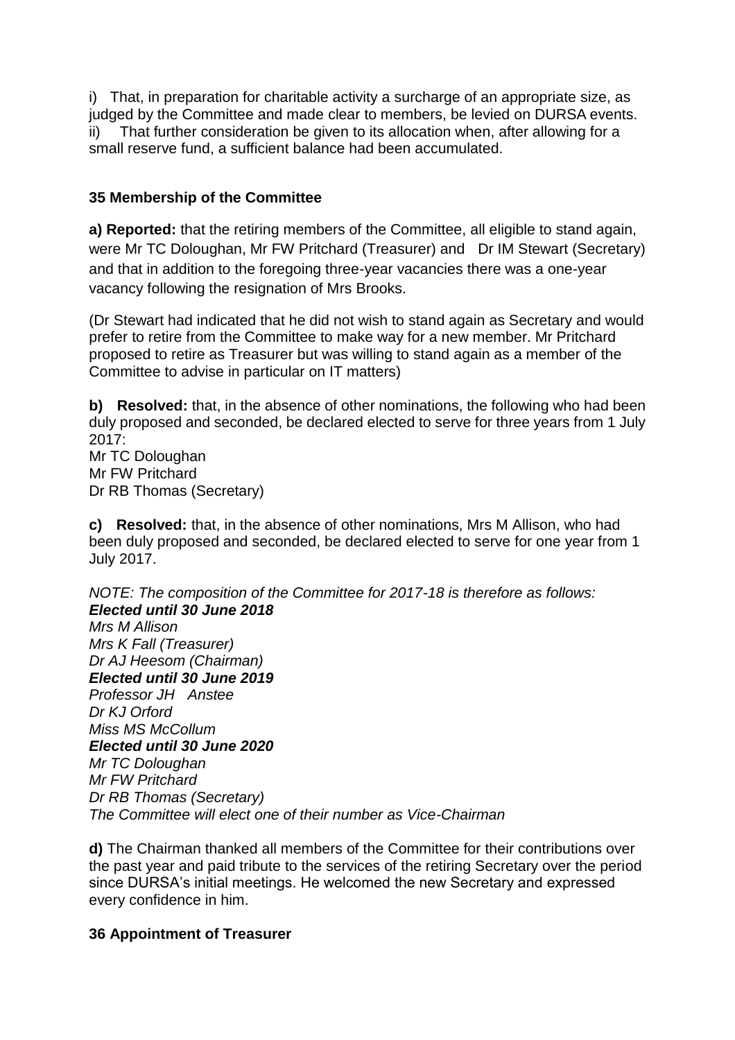i) That, in preparation for charitable activity a surcharge of an appropriate size, as judged by the Committee and made clear to members, be levied on DURSA events.
ii) That further consideration be given to its allocation when, after allowing for a small reserve fund, a sufficient balance had been accumulated.

**35 Membership of the Committee**

**a) Reported:** that the retiring members of the Committee, all eligible to stand again, were Mr TC Doloughan, Mr FW Pritchard (Treasurer) and Dr IM Stewart (Secretary) and that in addition to the foregoing three-year vacancies there was a one-year vacancy following the resignation of Mrs Brooks.

(Dr Stewart had indicated that he did not wish to stand again as Secretary and would prefer to retire from the Committee to make way for a new member. Mr Pritchard proposed to retire as Treasurer but was willing to stand again as a member of the Committee to advise in particular on IT matters)

**b) Resolved:** that, in the absence of other nominations, the following who had been duly proposed and seconded, be declared elected to serve for three years from 1 July 2017:
Mr TC Doloughan
Mr FW Pritchard
Dr RB Thomas (Secretary)

**c) Resolved:** that, in the absence of other nominations, Mrs M Allison, who had been duly proposed and seconded, be declared elected to serve for one year from 1 July 2017.

*NOTE: The composition of the Committee for 2017-18 is therefore as follows:*
***Elected until 30 June 2018***
*Mrs M Allison*
*Mrs K Fall (Treasurer)*
*Dr AJ Heesom (Chairman)*
***Elected until 30 June 2019***
*Professor JH Anstee*
*Dr KJ Orford*
*Miss MS McCollum*
***Elected until 30 June 2020***
*Mr TC Doloughan*
*Mr FW Pritchard*
*Dr RB Thomas (Secretary)*
*The Committee will elect one of their number as Vice-Chairman*

**d)** The Chairman thanked all members of the Committee for their contributions over the past year and paid tribute to the services of the retiring Secretary over the period since DURSA's initial meetings. He welcomed the new Secretary and expressed every confidence in him.

**36 Appointment of Treasurer**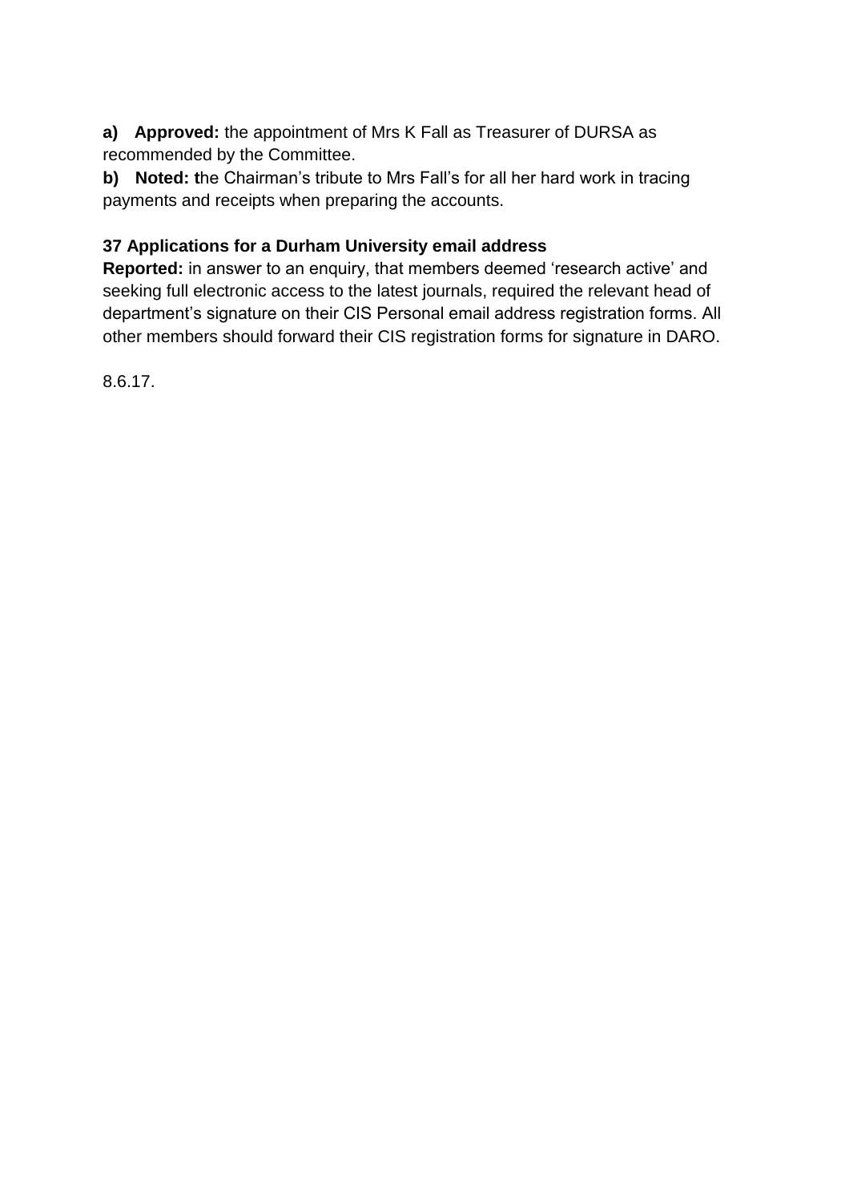**a) Approved:** the appointment of Mrs K Fall as Treasurer of DURSA as recommended by the Committee.

**b) Noted: t**he Chairman's tribute to Mrs Fall's for all her hard work in tracing payments and receipts when preparing the accounts.

**37 Applications for a Durham University email address**

**Reported:** in answer to an enquiry, that members deemed 'research active' and seeking full electronic access to the latest journals, required the relevant head of department's signature on their CIS Personal email address registration forms. All other members should forward their CIS registration forms for signature in DARO.

8.6.17.